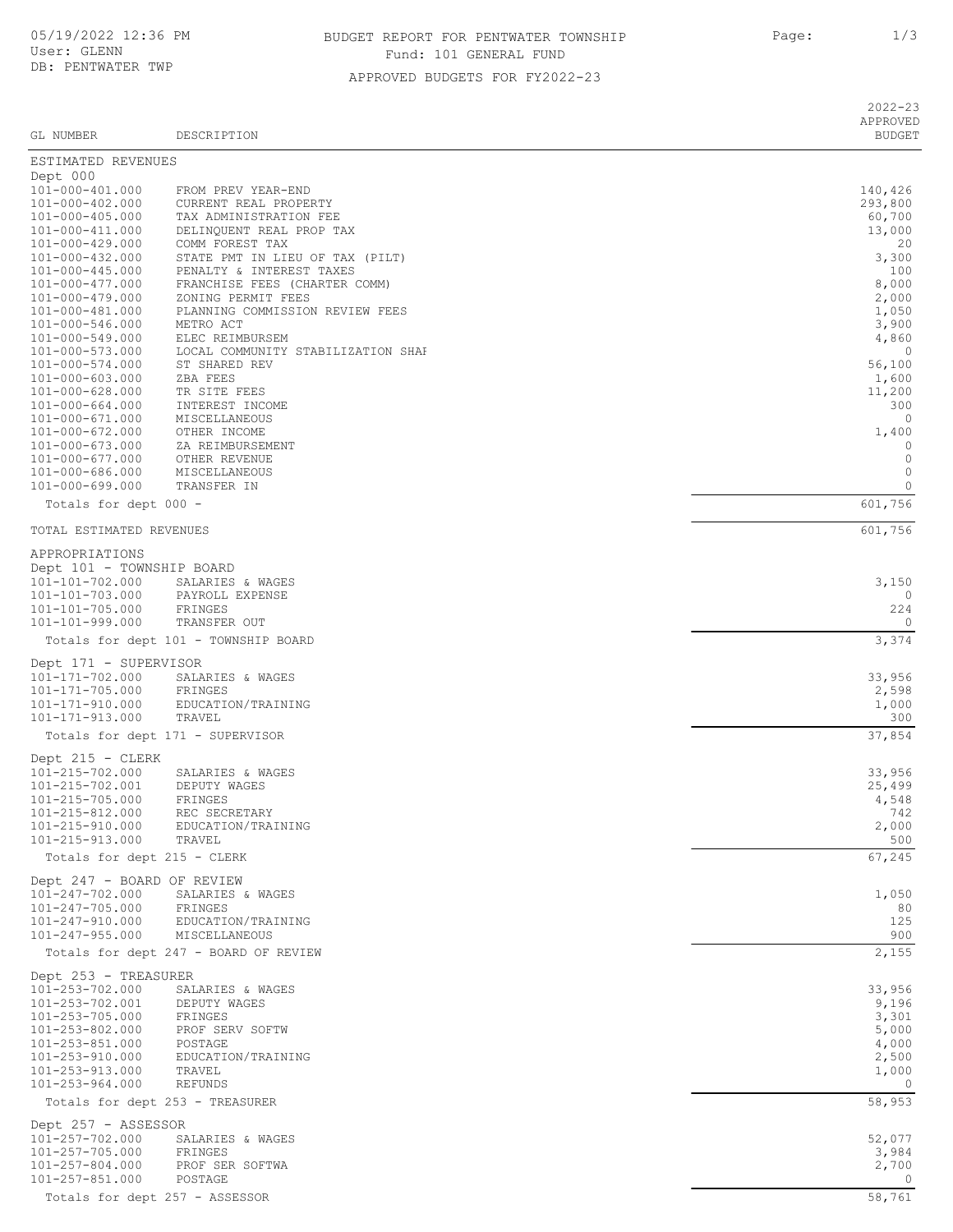# BUDGET REPORT FOR PENTWATER TOWNSHIP

05/19/2022 12:36 PM
User: GLENN
DB: PENTWATER TWP

Fund: 101 GENERAL FUND

APPROVED BUDGETS FOR FY2022-23

| GL NUMBER | DESCRIPTION | 2022-23 APPROVED BUDGET |
|---|---|---|
| ESTIMATED REVENUES | | |
| Dept 000 | | |
| 101-000-401.000 | FROM PREV YEAR-END | 140,426 |
| 101-000-402.000 | CURRENT REAL PROPERTY | 293,800 |
| 101-000-405.000 | TAX ADMINISTRATION FEE | 60,700 |
| 101-000-411.000 | DELINQUENT REAL PROP TAX | 13,000 |
| 101-000-429.000 | COMM FOREST TAX | 20 |
| 101-000-432.000 | STATE PMT IN LIEU OF TAX (PILT) | 3,300 |
| 101-000-445.000 | PENALTY & INTEREST TAXES | 100 |
| 101-000-477.000 | FRANCHISE FEES (CHARTER COMM) | 8,000 |
| 101-000-479.000 | ZONING PERMIT FEES | 2,000 |
| 101-000-481.000 | PLANNING COMMISSION REVIEW FEES | 1,050 |
| 101-000-546.000 | METRO ACT | 3,900 |
| 101-000-549.000 | ELEC REIMBURSEM | 4,860 |
| 101-000-573.000 | LOCAL COMMUNITY STABILIZATION SHAI | 0 |
| 101-000-574.000 | ST SHARED REV | 56,100 |
| 101-000-603.000 | ZBA FEES | 1,600 |
| 101-000-628.000 | TR SITE FEES | 11,200 |
| 101-000-664.000 | INTEREST INCOME | 300 |
| 101-000-671.000 | MISCELLANEOUS | 0 |
| 101-000-672.000 | OTHER INCOME | 1,400 |
| 101-000-673.000 | ZA REIMBURSEMENT | 0 |
| 101-000-677.000 | OTHER REVENUE | 0 |
| 101-000-686.000 | MISCELLANEOUS | 0 |
| 101-000-699.000 | TRANSFER IN | 0 |
| Totals for dept 000 - | | 601,756 |
| TOTAL ESTIMATED REVENUES | | 601,756 |
| APPROPRIATIONS | | |
| Dept 101 - TOWNSHIP BOARD | | |
| 101-101-702.000 | SALARIES & WAGES | 3,150 |
| 101-101-703.000 | PAYROLL EXPENSE | 0 |
| 101-101-705.000 | FRINGES | 224 |
| 101-101-999.000 | TRANSFER OUT | 0 |
| Totals for dept 101 - TOWNSHIP BOARD | | 3,374 |
| Dept 171 - SUPERVISOR | | |
| 101-171-702.000 | SALARIES & WAGES | 33,956 |
| 101-171-705.000 | FRINGES | 2,598 |
| 101-171-910.000 | EDUCATION/TRAINING | 1,000 |
| 101-171-913.000 | TRAVEL | 300 |
| Totals for dept 171 - SUPERVISOR | | 37,854 |
| Dept 215 - CLERK | | |
| 101-215-702.000 | SALARIES & WAGES | 33,956 |
| 101-215-702.001 | DEPUTY WAGES | 25,499 |
| 101-215-705.000 | FRINGES | 4,548 |
| 101-215-812.000 | REC SECRETARY | 742 |
| 101-215-910.000 | EDUCATION/TRAINING | 2,000 |
| 101-215-913.000 | TRAVEL | 500 |
| Totals for dept 215 - CLERK | | 67,245 |
| Dept 247 - BOARD OF REVIEW | | |
| 101-247-702.000 | SALARIES & WAGES | 1,050 |
| 101-247-705.000 | FRINGES | 80 |
| 101-247-910.000 | EDUCATION/TRAINING | 125 |
| 101-247-955.000 | MISCELLANEOUS | 900 |
| Totals for dept 247 - BOARD OF REVIEW | | 2,155 |
| Dept 253 - TREASURER | | |
| 101-253-702.000 | SALARIES & WAGES | 33,956 |
| 101-253-702.001 | DEPUTY WAGES | 9,196 |
| 101-253-705.000 | FRINGES | 3,301 |
| 101-253-802.000 | PROF SERV SOFTW | 5,000 |
| 101-253-851.000 | POSTAGE | 4,000 |
| 101-253-910.000 | EDUCATION/TRAINING | 2,500 |
| 101-253-913.000 | TRAVEL | 1,000 |
| 101-253-964.000 | REFUNDS | 0 |
| Totals for dept 253 - TREASURER | | 58,953 |
| Dept 257 - ASSESSOR | | |
| 101-257-702.000 | SALARIES & WAGES | 52,077 |
| 101-257-705.000 | FRINGES | 3,984 |
| 101-257-804.000 | PROF SER SOFTWA | 2,700 |
| 101-257-851.000 | POSTAGE | 0 |
| Totals for dept 257 - ASSESSOR | | 58,761 |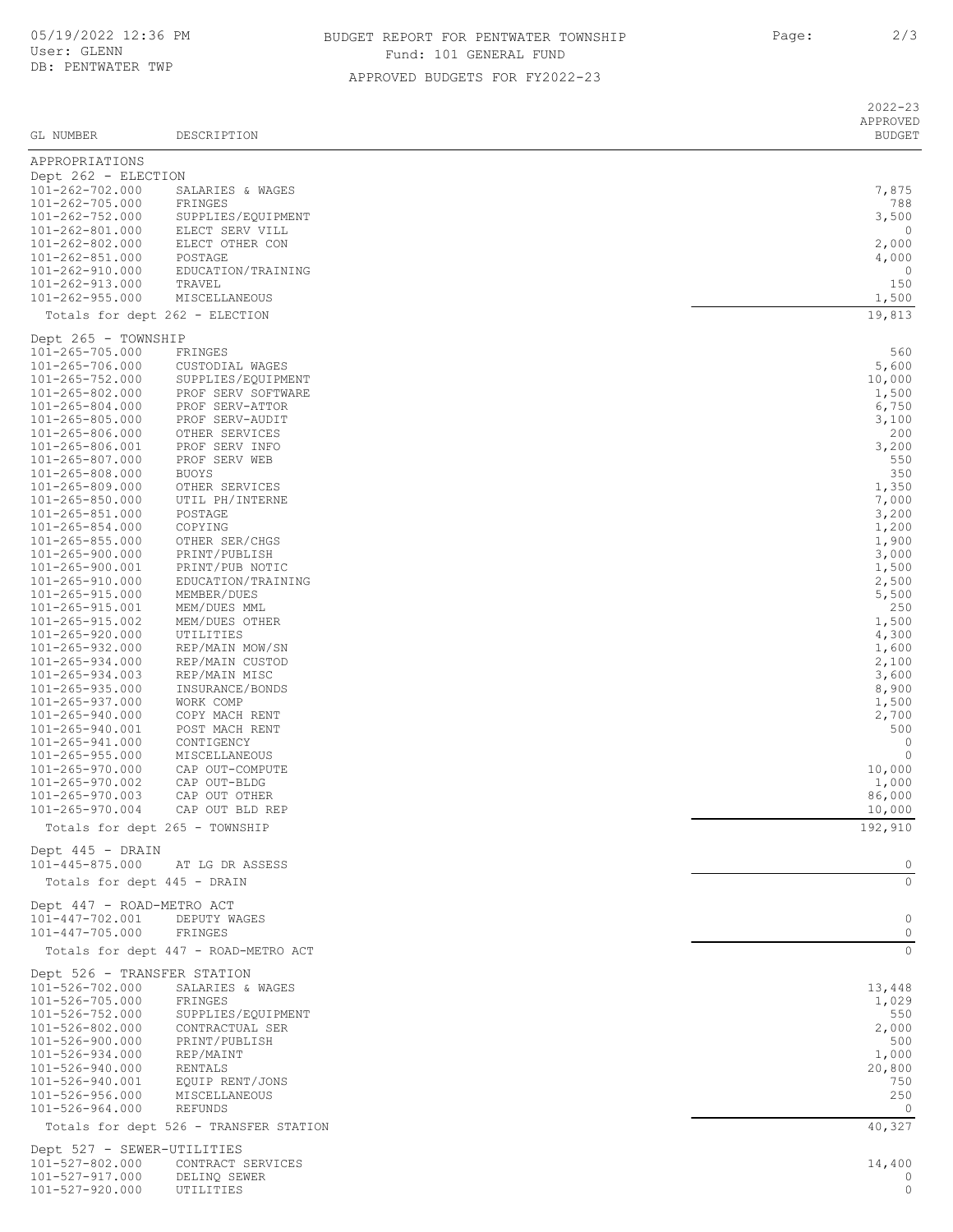05/19/2022 12:36 PM
User: GLENN
DB: PENTWATER TWP

# BUDGET REPORT FOR PENTWATER TOWNSHIP
## Fund: 101 GENERAL FUND
### APPROVED BUDGETS FOR FY2022-23

| GL NUMBER | DESCRIPTION | 2022-23 APPROVED BUDGET |
|---|---|---|
| APPROPRIATIONS | | |
| Dept 262 - ELECTION | | |
| 101-262-702.000 | SALARIES & WAGES | 7,875 |
| 101-262-705.000 | FRINGES | 788 |
| 101-262-752.000 | SUPPLIES/EQUIPMENT | 3,500 |
| 101-262-801.000 | ELECT SERV VILL | 0 |
| 101-262-802.000 | ELECT OTHER CON | 2,000 |
| 101-262-851.000 | POSTAGE | 4,000 |
| 101-262-910.000 | EDUCATION/TRAINING | 0 |
| 101-262-913.000 | TRAVEL | 150 |
| 101-262-955.000 | MISCELLANEOUS | 1,500 |
| Totals for dept 262 - ELECTION | | 19,813 |
| Dept 265 - TOWNSHIP | | |
| 101-265-705.000 | FRINGES | 560 |
| 101-265-706.000 | CUSTODIAL WAGES | 5,600 |
| 101-265-752.000 | SUPPLIES/EQUIPMENT | 10,000 |
| 101-265-802.000 | PROF SERV SOFTWARE | 1,500 |
| 101-265-804.000 | PROF SERV-ATTOR | 6,750 |
| 101-265-805.000 | PROF SERV-AUDIT | 3,100 |
| 101-265-806.000 | OTHER SERVICES | 200 |
| 101-265-806.001 | PROF SERV INFO | 3,200 |
| 101-265-807.000 | PROF SERV WEB | 550 |
| 101-265-808.000 | BUOYS | 350 |
| 101-265-809.000 | OTHER SERVICES | 1,350 |
| 101-265-850.000 | UTIL PH/INTERNE | 7,000 |
| 101-265-851.000 | POSTAGE | 3,200 |
| 101-265-854.000 | COPYING | 1,200 |
| 101-265-855.000 | OTHER SER/CHGS | 1,900 |
| 101-265-900.000 | PRINT/PUBLISH | 3,000 |
| 101-265-900.001 | PRINT/PUB NOTIC | 1,500 |
| 101-265-910.000 | EDUCATION/TRAINING | 2,500 |
| 101-265-915.000 | MEMBER/DUES | 5,500 |
| 101-265-915.001 | MEM/DUES MML | 250 |
| 101-265-915.002 | MEM/DUES OTHER | 1,500 |
| 101-265-920.000 | UTILITIES | 4,300 |
| 101-265-932.000 | REP/MAIN MOW/SN | 1,600 |
| 101-265-934.000 | REP/MAIN CUSTOD | 2,100 |
| 101-265-934.003 | REP/MAIN MISC | 3,600 |
| 101-265-935.000 | INSURANCE/BONDS | 8,900 |
| 101-265-937.000 | WORK COMP | 1,500 |
| 101-265-940.000 | COPY MACH RENT | 2,700 |
| 101-265-940.001 | POST MACH RENT | 500 |
| 101-265-941.000 | CONTIGENCY | 0 |
| 101-265-955.000 | MISCELLANEOUS | 0 |
| 101-265-970.000 | CAP OUT-COMPUTE | 10,000 |
| 101-265-970.002 | CAP OUT-BLDG | 1,000 |
| 101-265-970.003 | CAP OUT OTHER | 86,000 |
| 101-265-970.004 | CAP OUT BLD REP | 10,000 |
| Totals for dept 265 - TOWNSHIP | | 192,910 |
| Dept 445 - DRAIN | | |
| 101-445-875.000 | AT LG DR ASSESS | 0 |
| Totals for dept 445 - DRAIN | | 0 |
| Dept 447 - ROAD-METRO ACT | | |
| 101-447-702.001 | DEPUTY WAGES | 0 |
| 101-447-705.000 | FRINGES | 0 |
| Totals for dept 447 - ROAD-METRO ACT | | 0 |
| Dept 526 - TRANSFER STATION | | |
| 101-526-702.000 | SALARIES & WAGES | 13,448 |
| 101-526-705.000 | FRINGES | 1,029 |
| 101-526-752.000 | SUPPLIES/EQUIPMENT | 550 |
| 101-526-802.000 | CONTRACTUAL SER | 2,000 |
| 101-526-900.000 | PRINT/PUBLISH | 500 |
| 101-526-934.000 | REP/MAINT | 1,000 |
| 101-526-940.000 | RENTALS | 20,800 |
| 101-526-940.001 | EQUIP RENT/JONS | 750 |
| 101-526-956.000 | MISCELLANEOUS | 250 |
| 101-526-964.000 | REFUNDS | 0 |
| Totals for dept 526 - TRANSFER STATION | | 40,327 |
| Dept 527 - SEWER-UTILITIES | | |
| 101-527-802.000 | CONTRACT SERVICES | 14,400 |
| 101-527-917.000 | DELINQ SEWER | 0 |
| 101-527-920.000 | UTILITIES | 0 |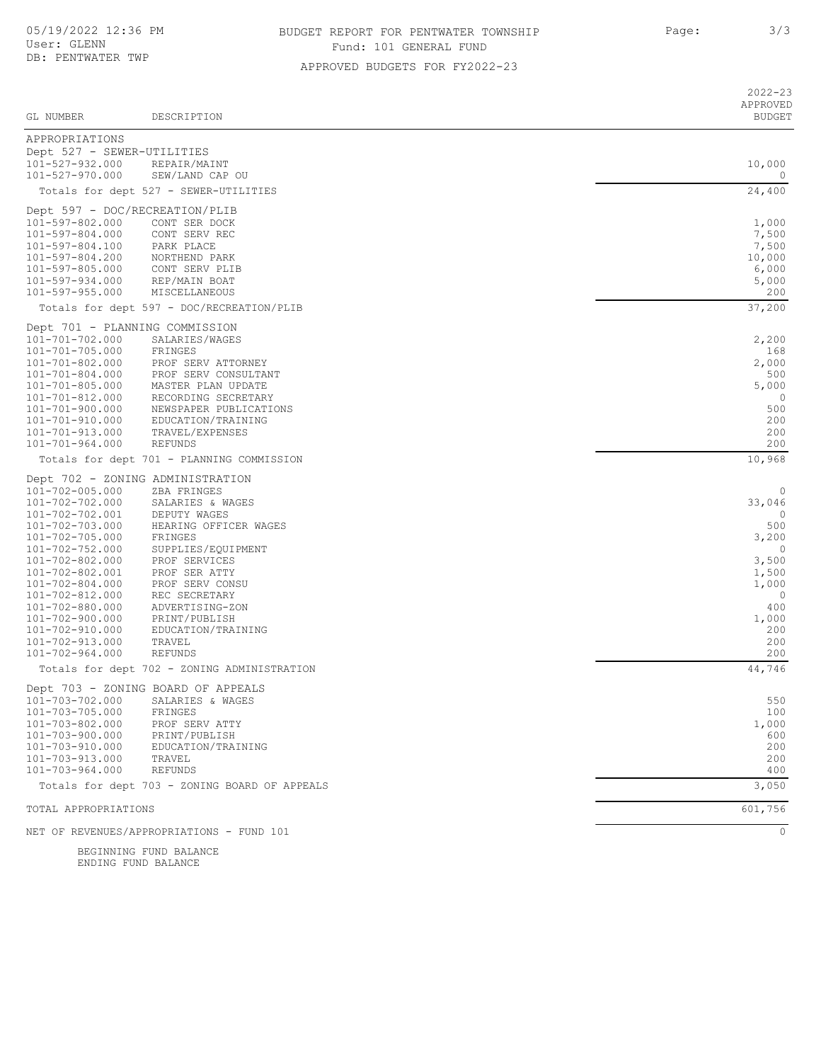# BUDGET REPORT FOR PENTWATER TOWNSHIP

Fund: 101 GENERAL FUND

APPROVED BUDGETS FOR FY2022-23

05/19/2022 12:36 PM
User: GLENN
DB: PENTWATER TWP

| GL NUMBER | DESCRIPTION | 2022-23 APPROVED BUDGET |
|---|---|---|
| APPROPRIATIONS | | |
| Dept 527 - SEWER-UTILITIES | | |
| 101-527-932.000 | REPAIR/MAINT | 10,000 |
| 101-527-970.000 | SEW/LAND CAP OU | 0 |
| | Totals for dept 527 - SEWER-UTILITIES | 24,400 |
| Dept 597 - DOC/RECREATION/PLIB | | |
| 101-597-802.000 | CONT SER DOCK | 1,000 |
| 101-597-804.000 | CONT SERV REC | 7,500 |
| 101-597-804.100 | PARK PLACE | 7,500 |
| 101-597-804.200 | NORTHEND PARK | 10,000 |
| 101-597-805.000 | CONT SERV PLIB | 6,000 |
| 101-597-934.000 | REP/MAIN BOAT | 5,000 |
| 101-597-955.000 | MISCELLANEOUS | 200 |
| | Totals for dept 597 - DOC/RECREATION/PLIB | 37,200 |
| Dept 701 - PLANNING COMMISSION | | |
| 101-701-702.000 | SALARIES/WAGES | 2,200 |
| 101-701-705.000 | FRINGES | 168 |
| 101-701-802.000 | PROF SERV ATTORNEY | 2,000 |
| 101-701-804.000 | PROF SERV CONSULTANT | 500 |
| 101-701-805.000 | MASTER PLAN UPDATE | 5,000 |
| 101-701-812.000 | RECORDING SECRETARY | 0 |
| 101-701-900.000 | NEWSPAPER PUBLICATIONS | 500 |
| 101-701-910.000 | EDUCATION/TRAINING | 200 |
| 101-701-913.000 | TRAVEL/EXPENSES | 200 |
| 101-701-964.000 | REFUNDS | 200 |
| | Totals for dept 701 - PLANNING COMMISSION | 10,968 |
| Dept 702 - ZONING ADMINISTRATION | | |
| 101-702-005.000 | ZBA FRINGES | 0 |
| 101-702-702.000 | SALARIES & WAGES | 33,046 |
| 101-702-702.001 | DEPUTY WAGES | 0 |
| 101-702-703.000 | HEARING OFFICER WAGES | 500 |
| 101-702-705.000 | FRINGES | 3,200 |
| 101-702-752.000 | SUPPLIES/EQUIPMENT | 0 |
| 101-702-802.000 | PROF SERVICES | 3,500 |
| 101-702-802.001 | PROF SER ATTY | 1,500 |
| 101-702-804.000 | PROF SERV CONSU | 1,000 |
| 101-702-812.000 | REC SECRETARY | 0 |
| 101-702-880.000 | ADVERTISING-ZON | 400 |
| 101-702-900.000 | PRINT/PUBLISH | 1,000 |
| 101-702-910.000 | EDUCATION/TRAINING | 200 |
| 101-702-913.000 | TRAVEL | 200 |
| 101-702-964.000 | REFUNDS | 200 |
| | Totals for dept 702 - ZONING ADMINISTRATION | 44,746 |
| Dept 703 - ZONING BOARD OF APPEALS | | |
| 101-703-702.000 | SALARIES & WAGES | 550 |
| 101-703-705.000 | FRINGES | 100 |
| 101-703-802.000 | PROF SERV ATTY | 1,000 |
| 101-703-900.000 | PRINT/PUBLISH | 600 |
| 101-703-910.000 | EDUCATION/TRAINING | 200 |
| 101-703-913.000 | TRAVEL | 200 |
| 101-703-964.000 | REFUNDS | 400 |
| | Totals for dept 703 - ZONING BOARD OF APPEALS | 3,050 |
| TOTAL APPROPRIATIONS | | 601,756 |
| NET OF REVENUES/APPROPRIATIONS - FUND 101 | | 0 |
| | BEGINNING FUND BALANCE | |
| | ENDING FUND BALANCE | |